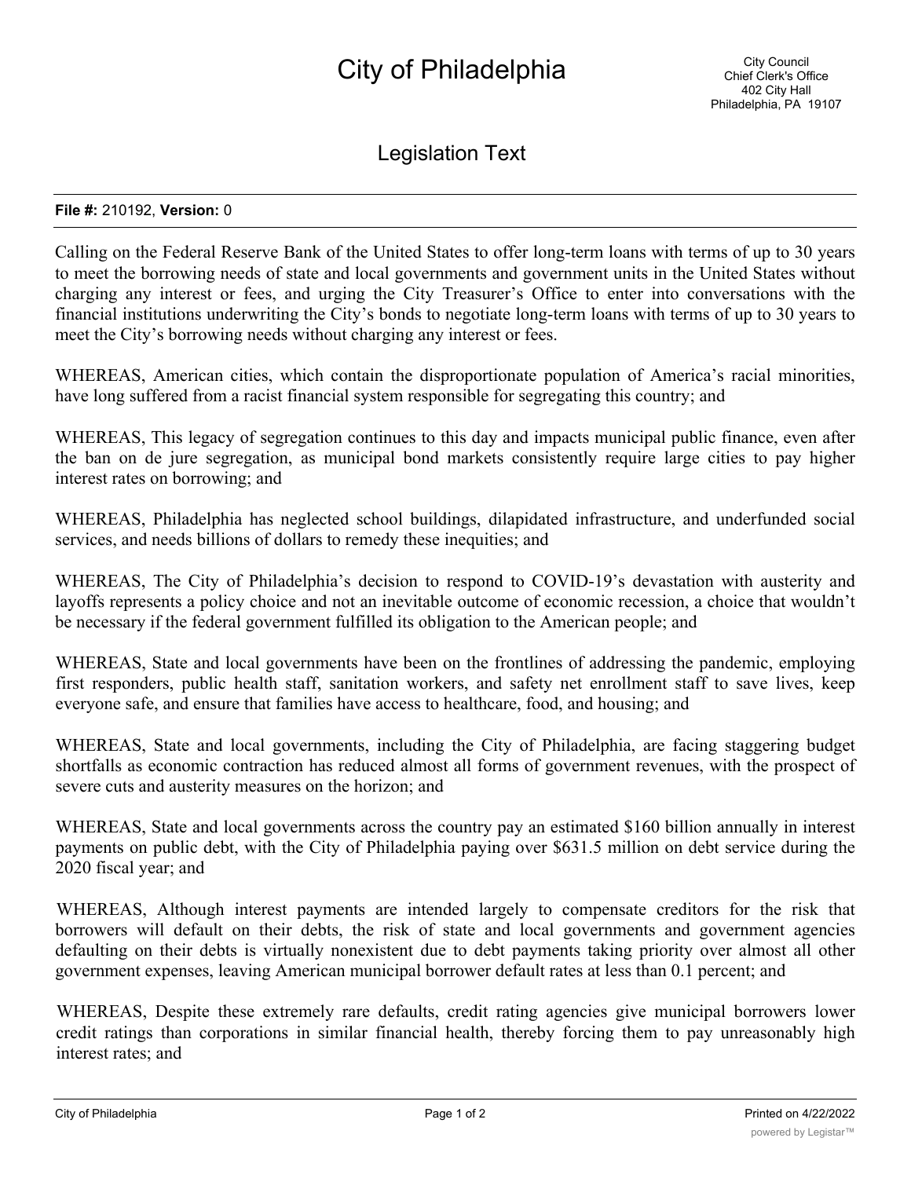# City of Philadelphia

City Council
Chief Clerk's Office
402 City Hall
Philadelphia, PA 19107

## Legislation Text

**File #:** 210192, **Version:** 0

Calling on the Federal Reserve Bank of the United States to offer long-term loans with terms of up to 30 years to meet the borrowing needs of state and local governments and government units in the United States without charging any interest or fees, and urging the City Treasurer's Office to enter into conversations with the financial institutions underwriting the City's bonds to negotiate long-term loans with terms of up to 30 years to meet the City's borrowing needs without charging any interest or fees.

WHEREAS, American cities, which contain the disproportionate population of America's racial minorities, have long suffered from a racist financial system responsible for segregating this country; and

WHEREAS, This legacy of segregation continues to this day and impacts municipal public finance, even after the ban on de jure segregation, as municipal bond markets consistently require large cities to pay higher interest rates on borrowing; and

WHEREAS, Philadelphia has neglected school buildings, dilapidated infrastructure, and underfunded social services, and needs billions of dollars to remedy these inequities; and

WHEREAS, The City of Philadelphia's decision to respond to COVID-19's devastation with austerity and layoffs represents a policy choice and not an inevitable outcome of economic recession, a choice that wouldn't be necessary if the federal government fulfilled its obligation to the American people; and

WHEREAS, State and local governments have been on the frontlines of addressing the pandemic, employing first responders, public health staff, sanitation workers, and safety net enrollment staff to save lives, keep everyone safe, and ensure that families have access to healthcare, food, and housing; and

WHEREAS, State and local governments, including the City of Philadelphia, are facing staggering budget shortfalls as economic contraction has reduced almost all forms of government revenues, with the prospect of severe cuts and austerity measures on the horizon; and

WHEREAS, State and local governments across the country pay an estimated $160 billion annually in interest payments on public debt, with the City of Philadelphia paying over $631.5 million on debt service during the 2020 fiscal year; and

WHEREAS, Although interest payments are intended largely to compensate creditors for the risk that borrowers will default on their debts, the risk of state and local governments and government agencies defaulting on their debts is virtually nonexistent due to debt payments taking priority over almost all other government expenses, leaving American municipal borrower default rates at less than 0.1 percent; and

WHEREAS, Despite these extremely rare defaults, credit rating agencies give municipal borrowers lower credit ratings than corporations in similar financial health, thereby forcing them to pay unreasonably high interest rates; and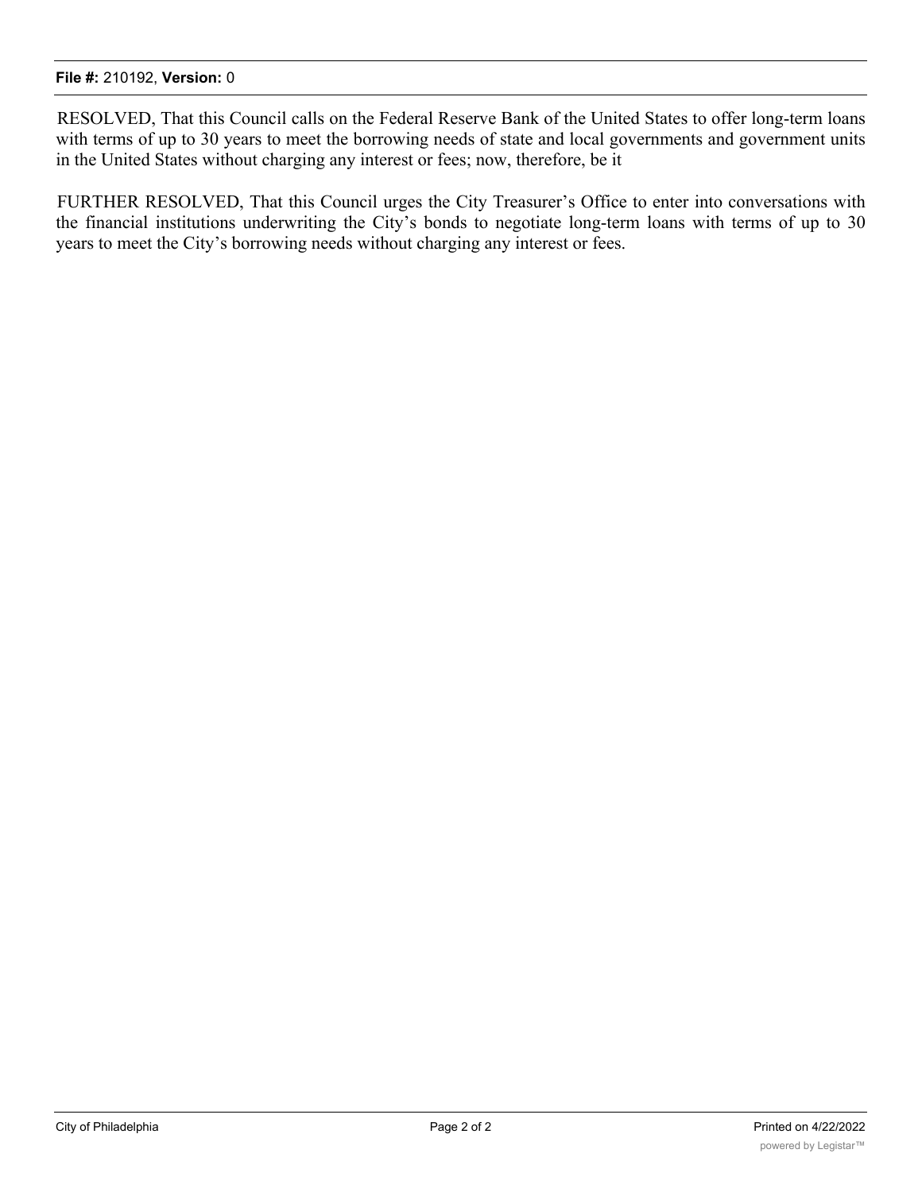RESOLVED, That this Council calls on the Federal Reserve Bank of the United States to offer long-term loans with terms of up to 30 years to meet the borrowing needs of state and local governments and government units in the United States without charging any interest or fees; now, therefore, be it

FURTHER RESOLVED, That this Council urges the City Treasurer's Office to enter into conversations with the financial institutions underwriting the City's bonds to negotiate long-term loans with terms of up to 30 years to meet the City's borrowing needs without charging any interest or fees.